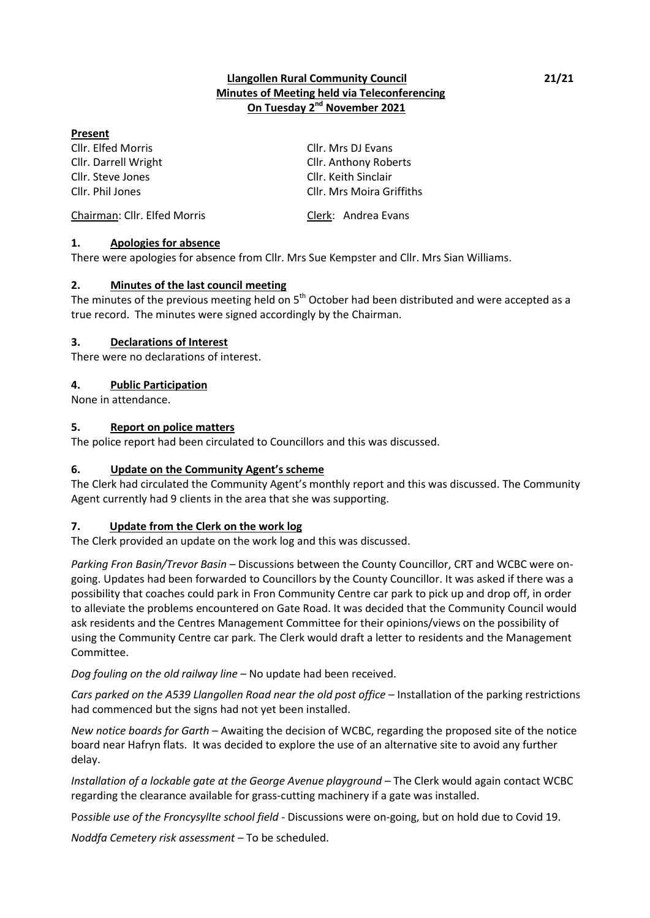**Llangollen Rural Community Council**
**Minutes of Meeting held via Teleconferencing**
**On Tuesday 2nd November 2021**

21/21

**Present**

| | |
|---|---|
| Cllr. Elfed Morris | Cllr. Mrs DJ Evans |
| Cllr. Darrell Wright | Cllr. Anthony Roberts |
| Cllr. Steve Jones | Cllr. Keith Sinclair |
| Cllr. Phil Jones | Cllr. Mrs Moira Griffiths |

Chairman: Cllr. Elfed Morris — Clerk: Andrea Evans

## 1. Apologies for absence

There were apologies for absence from Cllr. Mrs Sue Kempster and Cllr. Mrs Sian Williams.

## 2. Minutes of the last council meeting

The minutes of the previous meeting held on 5th October had been distributed and were accepted as a true record. The minutes were signed accordingly by the Chairman.

## 3. Declarations of Interest

There were no declarations of interest.

## 4. Public Participation

None in attendance.

## 5. Report on police matters

The police report had been circulated to Councillors and this was discussed.

## 6. Update on the Community Agent's scheme

The Clerk had circulated the Community Agent's monthly report and this was discussed. The Community Agent currently had 9 clients in the area that she was supporting.

## 7. Update from the Clerk on the work log

The Clerk provided an update on the work log and this was discussed.

*Parking Fron Basin/Trevor Basin* – Discussions between the County Councillor, CRT and WCBC were on-going. Updates had been forwarded to Councillors by the County Councillor. It was asked if there was a possibility that coaches could park in Fron Community Centre car park to pick up and drop off, in order to alleviate the problems encountered on Gate Road. It was decided that the Community Council would ask residents and the Centres Management Committee for their opinions/views on the possibility of using the Community Centre car park. The Clerk would draft a letter to residents and the Management Committee.

*Dog fouling on the old railway line* – No update had been received.

*Cars parked on the A539 Llangollen Road near the old post office* – Installation of the parking restrictions had commenced but the signs had not yet been installed.

*New notice boards for Garth* – Awaiting the decision of WCBC, regarding the proposed site of the notice board near Hafryn flats. It was decided to explore the use of an alternative site to avoid any further delay.

*Installation of a lockable gate at the George Avenue playground* – The Clerk would again contact WCBC regarding the clearance available for grass-cutting machinery if a gate was installed.

*Possible use of the Froncysyllte school field* - Discussions were on-going, but on hold due to Covid 19.

*Noddfa Cemetery risk assessment* – To be scheduled.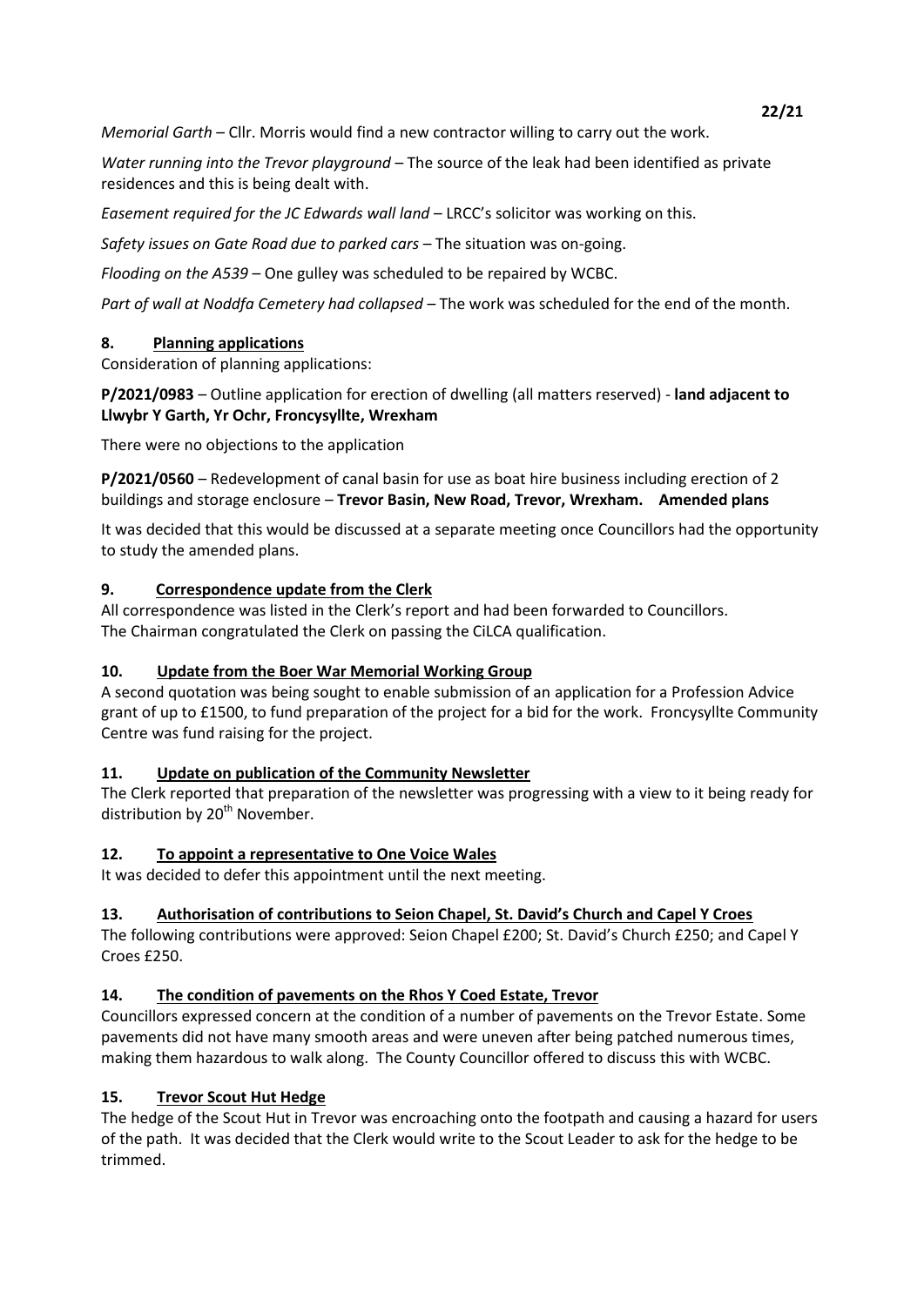*Memorial Garth* – Cllr. Morris would find a new contractor willing to carry out the work.

*Water running into the Trevor playground* – The source of the leak had been identified as private residences and this is being dealt with.

*Easement required for the JC Edwards wall land* – LRCC's solicitor was working on this.

*Safety issues on Gate Road due to parked cars* – The situation was on-going.

*Flooding on the A539* – One gulley was scheduled to be repaired by WCBC.

*Part of wall at Noddfa Cemetery had collapsed* – The work was scheduled for the end of the month.

## 8. Planning applications

Consideration of planning applications:

**P/2021/0983** – Outline application for erection of dwelling (all matters reserved) - **land adjacent to Llwybr Y Garth, Yr Ochr, Froncysyllte, Wrexham**

There were no objections to the application

**P/2021/0560** – Redevelopment of canal basin for use as boat hire business including erection of 2 buildings and storage enclosure – **Trevor Basin, New Road, Trevor, Wrexham. Amended plans**

It was decided that this would be discussed at a separate meeting once Councillors had the opportunity to study the amended plans.

## 9. Correspondence update from the Clerk

All correspondence was listed in the Clerk's report and had been forwarded to Councillors.
The Chairman congratulated the Clerk on passing the CiLCA qualification.

## 10. Update from the Boer War Memorial Working Group

A second quotation was being sought to enable submission of an application for a Profession Advice grant of up to £1500, to fund preparation of the project for a bid for the work. Froncysyllte Community Centre was fund raising for the project.

## 11. Update on publication of the Community Newsletter

The Clerk reported that preparation of the newsletter was progressing with a view to it being ready for distribution by 20th November.

## 12. To appoint a representative to One Voice Wales

It was decided to defer this appointment until the next meeting.

## 13. Authorisation of contributions to Seion Chapel, St. David's Church and Capel Y Croes

The following contributions were approved: Seion Chapel £200; St. David's Church £250; and Capel Y Croes £250.

## 14. The condition of pavements on the Rhos Y Coed Estate, Trevor

Councillors expressed concern at the condition of a number of pavements on the Trevor Estate. Some pavements did not have many smooth areas and were uneven after being patched numerous times, making them hazardous to walk along. The County Councillor offered to discuss this with WCBC.

## 15. Trevor Scout Hut Hedge

The hedge of the Scout Hut in Trevor was encroaching onto the footpath and causing a hazard for users of the path. It was decided that the Clerk would write to the Scout Leader to ask for the hedge to be trimmed.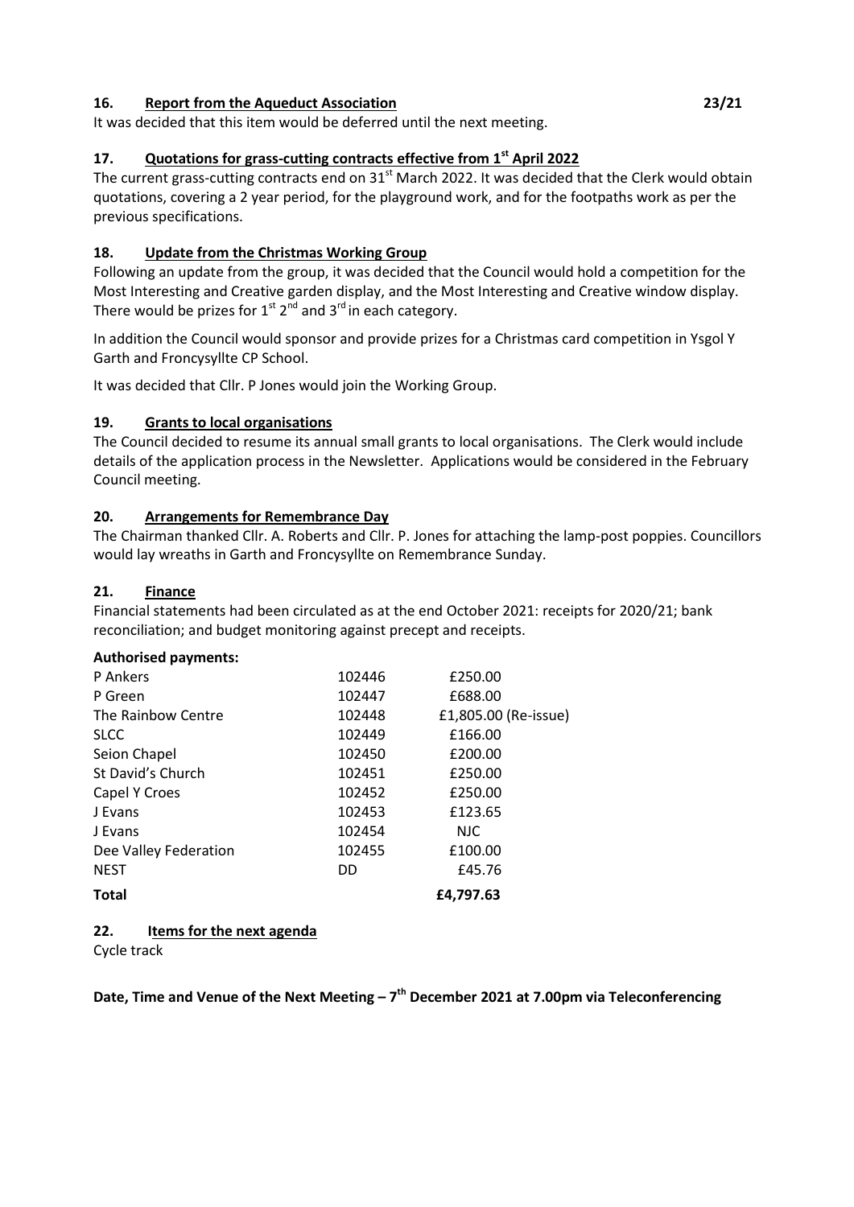### 16. Report from the Aqueduct Association 23/21

It was decided that this item would be deferred until the next meeting.

### 17. Quotations for grass-cutting contracts effective from 1st April 2022

The current grass-cutting contracts end on 31st March 2022. It was decided that the Clerk would obtain quotations, covering a 2 year period, for the playground work, and for the footpaths work as per the previous specifications.

### 18. Update from the Christmas Working Group

Following an update from the group, it was decided that the Council would hold a competition for the Most Interesting and Creative garden display, and the Most Interesting and Creative window display. There would be prizes for 1st 2nd and 3rd in each category.

In addition the Council would sponsor and provide prizes for a Christmas card competition in Ysgol Y Garth and Froncysyllte CP School.

It was decided that Cllr. P Jones would join the Working Group.

### 19. Grants to local organisations

The Council decided to resume its annual small grants to local organisations. The Clerk would include details of the application process in the Newsletter. Applications would be considered in the February Council meeting.

### 20. Arrangements for Remembrance Day

The Chairman thanked Cllr. A. Roberts and Cllr. P. Jones for attaching the lamp-post poppies. Councillors would lay wreaths in Garth and Froncysyllte on Remembrance Sunday.

### 21. Finance

Financial statements had been circulated as at the end October 2021: receipts for 2020/21; bank reconciliation; and budget monitoring against precept and receipts.

**Authorised payments:**

| | | |
|---|---|---|
| P Ankers | 102446 | £250.00 |
| P Green | 102447 | £688.00 |
| The Rainbow Centre | 102448 | £1,805.00 (Re-issue) |
| SLCC | 102449 | £166.00 |
| Seion Chapel | 102450 | £200.00 |
| St David's Church | 102451 | £250.00 |
| Capel Y Croes | 102452 | £250.00 |
| J Evans | 102453 | £123.65 |
| J Evans | 102454 | NJC |
| Dee Valley Federation | 102455 | £100.00 |
| NEST | DD | £45.76 |
| **Total** | | **£4,797.63** |

### 22. Items for the next agenda

Cycle track

**Date, Time and Venue of the Next Meeting – 7th December 2021 at 7.00pm via Teleconferencing**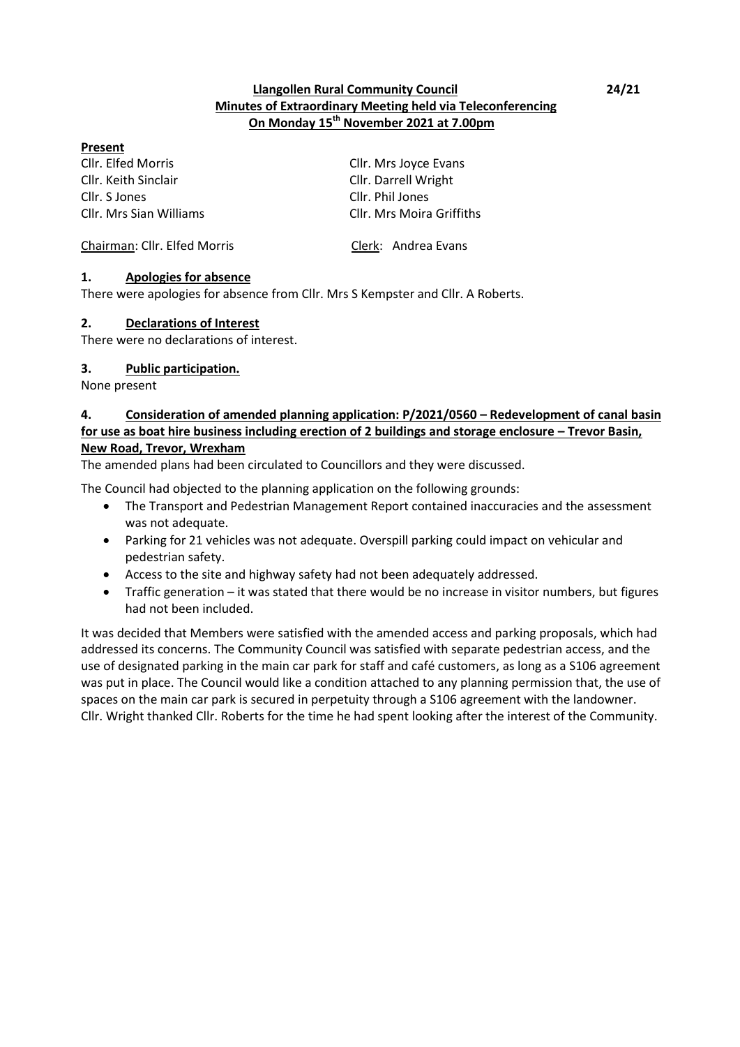**Llangollen Rural Community Council**  
**Minutes of Extraordinary Meeting held via Teleconferencing**  
**On Monday 15th November 2021 at 7.00pm**

24/21

**Present**

| | |
|---|---|
| Cllr. Elfed Morris | Cllr. Mrs Joyce Evans |
| Cllr. Keith Sinclair | Cllr. Darrell Wright |
| Cllr. S Jones | Cllr. Phil Jones |
| Cllr. Mrs Sian Williams | Cllr. Mrs Moira Griffiths |

Chairman: Cllr. Elfed Morris    Clerk: Andrea Evans

**1. Apologies for absence**

There were apologies for absence from Cllr. Mrs S Kempster and Cllr. A Roberts.

**2. Declarations of Interest**

There were no declarations of interest.

**3. Public participation.**

None present

**4. Consideration of amended planning application: P/2021/0560 – Redevelopment of canal basin for use as boat hire business including erection of 2 buildings and storage enclosure – Trevor Basin, New Road, Trevor, Wrexham**

The amended plans had been circulated to Councillors and they were discussed.

The Council had objected to the planning application on the following grounds:

- The Transport and Pedestrian Management Report contained inaccuracies and the assessment was not adequate.
- Parking for 21 vehicles was not adequate. Overspill parking could impact on vehicular and pedestrian safety.
- Access to the site and highway safety had not been adequately addressed.
- Traffic generation – it was stated that there would be no increase in visitor numbers, but figures had not been included.

It was decided that Members were satisfied with the amended access and parking proposals, which had addressed its concerns. The Community Council was satisfied with separate pedestrian access, and the use of designated parking in the main car park for staff and café customers, as long as a S106 agreement was put in place. The Council would like a condition attached to any planning permission that, the use of spaces on the main car park is secured in perpetuity through a S106 agreement with the landowner. Cllr. Wright thanked Cllr. Roberts for the time he had spent looking after the interest of the Community.